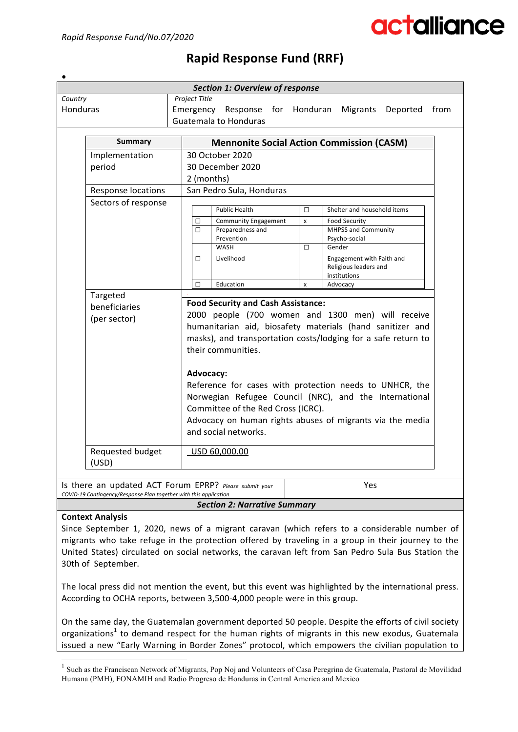Rapid Response Fund/No.07/2020

# Rapid Response Fund (RRF)

•

**Section 1: Overview of response**

| *Country* | *Project Title* |
|---|---|
| Honduras | Emergency Response for Honduran Migrants Deported from Guatemala to Honduras |

| Summary | Mennonite Social Action Commission (CASM) |
|---|---|
| Implementation period | 30 October 2020<br>30 December 2020<br>2 (months) |
| Response locations | San Pedro Sula, Honduras |
| Sectors of response | (see table below) |
| Targeted beneficiaries (per sector) | **Food Security and Cash Assistance:**<br>2000 people (700 women and 1300 men) will receive humanitarian aid, biosafety materials (hand sanitizer and masks), and transportation costs/lodging for a safe return to their communities.<br><br>**Advocacy:**<br>Reference for cases with protection needs to UNHCR, the Norwegian Refugee Council (NRC), and the International Committee of the Red Cross (ICRC).<br>Advocacy on human rights abuses of migrants via the media and social networks. |
| Requested budget (USD) | USD 60,000.00 |

Sectors of response:

| | | | |
|---|---|---|---|
| | Public Health | ☐ | Shelter and household items |
| ☐ | Community Engagement | x | Food Security |
| ☐ | Preparedness and Prevention | | MHPSS and Community Psycho-social |
| | WASH | ☐ | Gender |
| ☐ | Livelihood | | Engagement with Faith and Religious leaders and institutions |
| ☐ | Education | x | Advocacy |

| Is there an updated ACT Forum EPRP? *Please submit your COVID-19 Contingency/Response Plan together with this application* | Yes |
|---|---|

**Section 2: Narrative Summary**

**Context Analysis**

Since September 1, 2020, news of a migrant caravan (which refers to a considerable number of migrants who take refuge in the protection offered by traveling in a group in their journey to the United States) circulated on social networks, the caravan left from San Pedro Sula Bus Station the 30th of September.

The local press did not mention the event, but this event was highlighted by the international press. According to OCHA reports, between 3,500-4,000 people were in this group.

On the same day, the Guatemalan government deported 50 people. Despite the efforts of civil society organizations[1] to demand respect for the human rights of migrants in this new exodus, Guatemala issued a new "Early Warning in Border Zones" protocol, which empowers the civilian population to

[1] Such as the Franciscan Network of Migrants, Pop Noj and Volunteers of Casa Peregrina de Guatemala, Pastoral de Movilidad Humana (PMH), FONAMIH and Radio Progreso de Honduras in Central America and Mexico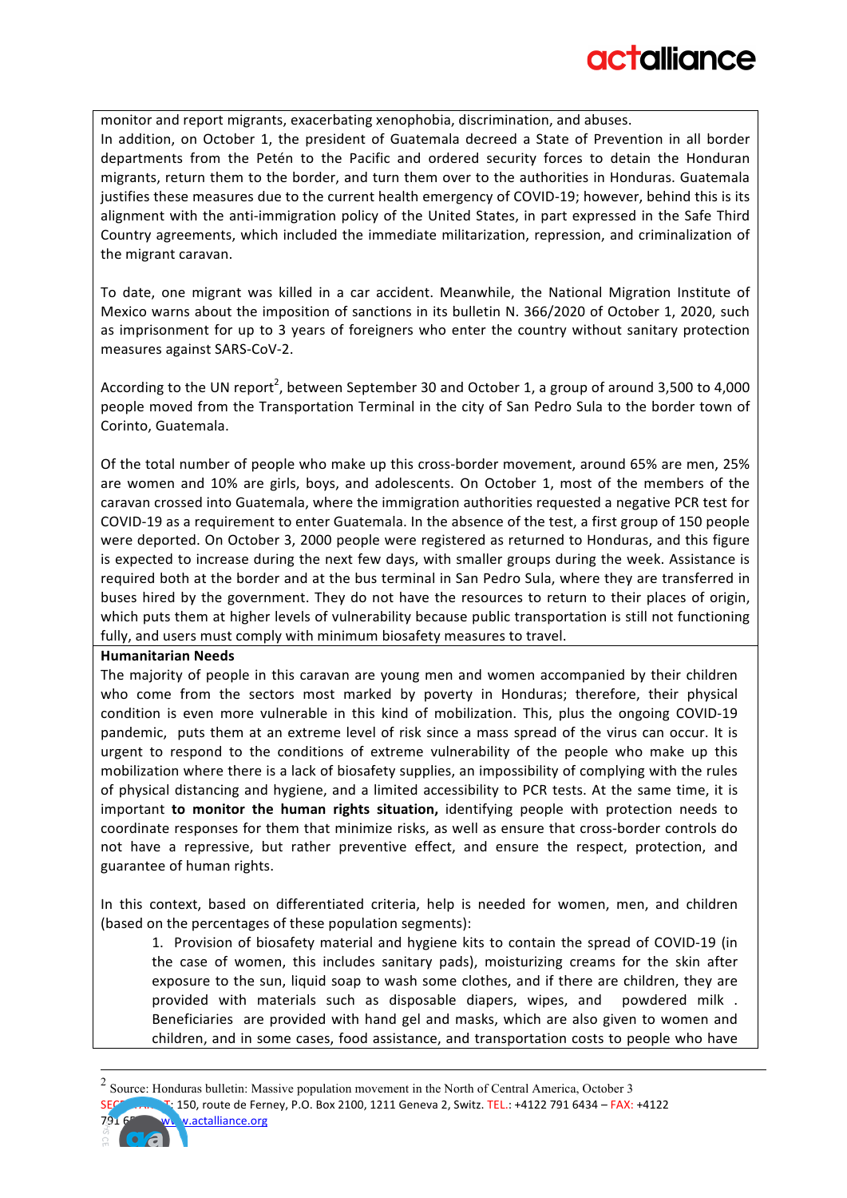monitor and report migrants, exacerbating xenophobia, discrimination, and abuses.

In addition, on October 1, the president of Guatemala decreed a State of Prevention in all border departments from the Petén to the Pacific and ordered security forces to detain the Honduran migrants, return them to the border, and turn them over to the authorities in Honduras. Guatemala justifies these measures due to the current health emergency of COVID-19; however, behind this is its alignment with the anti-immigration policy of the United States, in part expressed in the Safe Third Country agreements, which included the immediate militarization, repression, and criminalization of the migrant caravan.

To date, one migrant was killed in a car accident. Meanwhile, the National Migration Institute of Mexico warns about the imposition of sanctions in its bulletin N. 366/2020 of October 1, 2020, such as imprisonment for up to 3 years of foreigners who enter the country without sanitary protection measures against SARS-CoV-2.

According to the UN report[2], between September 30 and October 1, a group of around 3,500 to 4,000 people moved from the Transportation Terminal in the city of San Pedro Sula to the border town of Corinto, Guatemala.

Of the total number of people who make up this cross-border movement, around 65% are men, 25% are women and 10% are girls, boys, and adolescents. On October 1, most of the members of the caravan crossed into Guatemala, where the immigration authorities requested a negative PCR test for COVID-19 as a requirement to enter Guatemala. In the absence of the test, a first group of 150 people were deported. On October 3, 2000 people were registered as returned to Honduras, and this figure is expected to increase during the next few days, with smaller groups during the week. Assistance is required both at the border and at the bus terminal in San Pedro Sula, where they are transferred in buses hired by the government. They do not have the resources to return to their places of origin, which puts them at higher levels of vulnerability because public transportation is still not functioning fully, and users must comply with minimum biosafety measures to travel.

**Humanitarian Needs**

The majority of people in this caravan are young men and women accompanied by their children who come from the sectors most marked by poverty in Honduras; therefore, their physical condition is even more vulnerable in this kind of mobilization. This, plus the ongoing COVID-19 pandemic, puts them at an extreme level of risk since a mass spread of the virus can occur. It is urgent to respond to the conditions of extreme vulnerability of the people who make up this mobilization where there is a lack of biosafety supplies, an impossibility of complying with the rules of physical distancing and hygiene, and a limited accessibility to PCR tests. At the same time, it is important **to monitor the human rights situation,** identifying people with protection needs to coordinate responses for them that minimize risks, as well as ensure that cross-border controls do not have a repressive, but rather preventive effect, and ensure the respect, protection, and guarantee of human rights.

In this context, based on differentiated criteria, help is needed for women, men, and children (based on the percentages of these population segments):

1. Provision of biosafety material and hygiene kits to contain the spread of COVID-19 (in the case of women, this includes sanitary pads), moisturizing creams for the skin after exposure to the sun, liquid soap to wash some clothes, and if there are children, they are provided with materials such as disposable diapers, wipes, and powdered milk . Beneficiaries are provided with hand gel and masks, which are also given to women and children, and in some cases, food assistance, and transportation costs to people who have

[2] Source: Honduras bulletin: Massive population movement in the North of Central America, October 3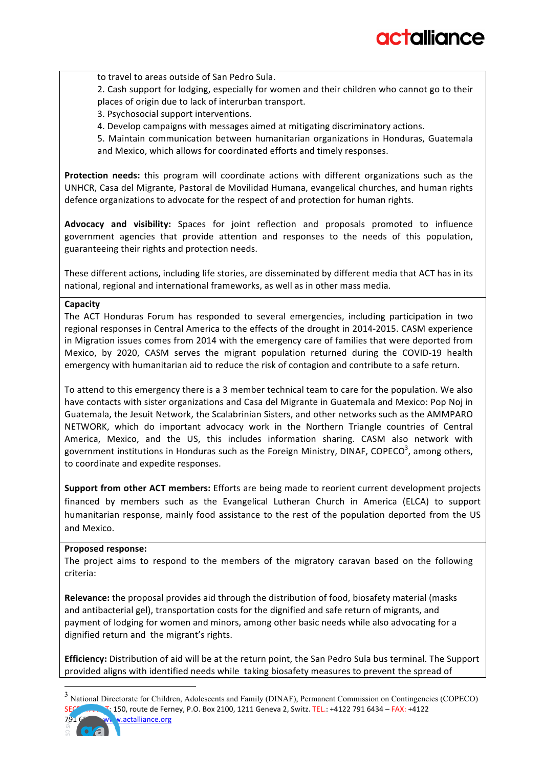to travel to areas outside of San Pedro Sula.

2. Cash support for lodging, especially for women and their children who cannot go to their places of origin due to lack of interurban transport.
3. Psychosocial support interventions.
4. Develop campaigns with messages aimed at mitigating discriminatory actions.
5. Maintain communication between humanitarian organizations in Honduras, Guatemala and Mexico, which allows for coordinated efforts and timely responses.

**Protection needs:** this program will coordinate actions with different organizations such as the UNHCR, Casa del Migrante, Pastoral de Movilidad Humana, evangelical churches, and human rights defence organizations to advocate for the respect of and protection for human rights.

**Advocacy and visibility:** Spaces for joint reflection and proposals promoted to influence government agencies that provide attention and responses to the needs of this population, guaranteeing their rights and protection needs.

These different actions, including life stories, are disseminated by different media that ACT has in its national, regional and international frameworks, as well as in other mass media.

**Capacity**

The ACT Honduras Forum has responded to several emergencies, including participation in two regional responses in Central America to the effects of the drought in 2014-2015. CASM experience in Migration issues comes from 2014 with the emergency care of families that were deported from Mexico, by 2020, CASM serves the migrant population returned during the COVID-19 health emergency with humanitarian aid to reduce the risk of contagion and contribute to a safe return.

To attend to this emergency there is a 3 member technical team to care for the population. We also have contacts with sister organizations and Casa del Migrante in Guatemala and Mexico: Pop Noj in Guatemala, the Jesuit Network, the Scalabrinian Sisters, and other networks such as the AMMPARO NETWORK, which do important advocacy work in the Northern Triangle countries of Central America, Mexico, and the US, this includes information sharing. CASM also network with government institutions in Honduras such as the Foreign Ministry, DINAF, COPECO[3], among others, to coordinate and expedite responses.

**Support from other ACT members:** Efforts are being made to reorient current development projects financed by members such as the Evangelical Lutheran Church in America (ELCA) to support humanitarian response, mainly food assistance to the rest of the population deported from the US and Mexico.

**Proposed response:**

The project aims to respond to the members of the migratory caravan based on the following criteria:

**Relevance:** the proposal provides aid through the distribution of food, biosafety material (masks and antibacterial gel), transportation costs for the dignified and safe return of migrants, and payment of lodging for women and minors, among other basic needs while also advocating for a dignified return and the migrant's rights.

**Efficiency:** Distribution of aid will be at the return point, the San Pedro Sula bus terminal. The Support provided aligns with identified needs while taking biosafety measures to prevent the spread of

---

[3] National Directorate for Children, Adolescents and Family (DINAF), Permanent Commission on Contingencies (COPECO)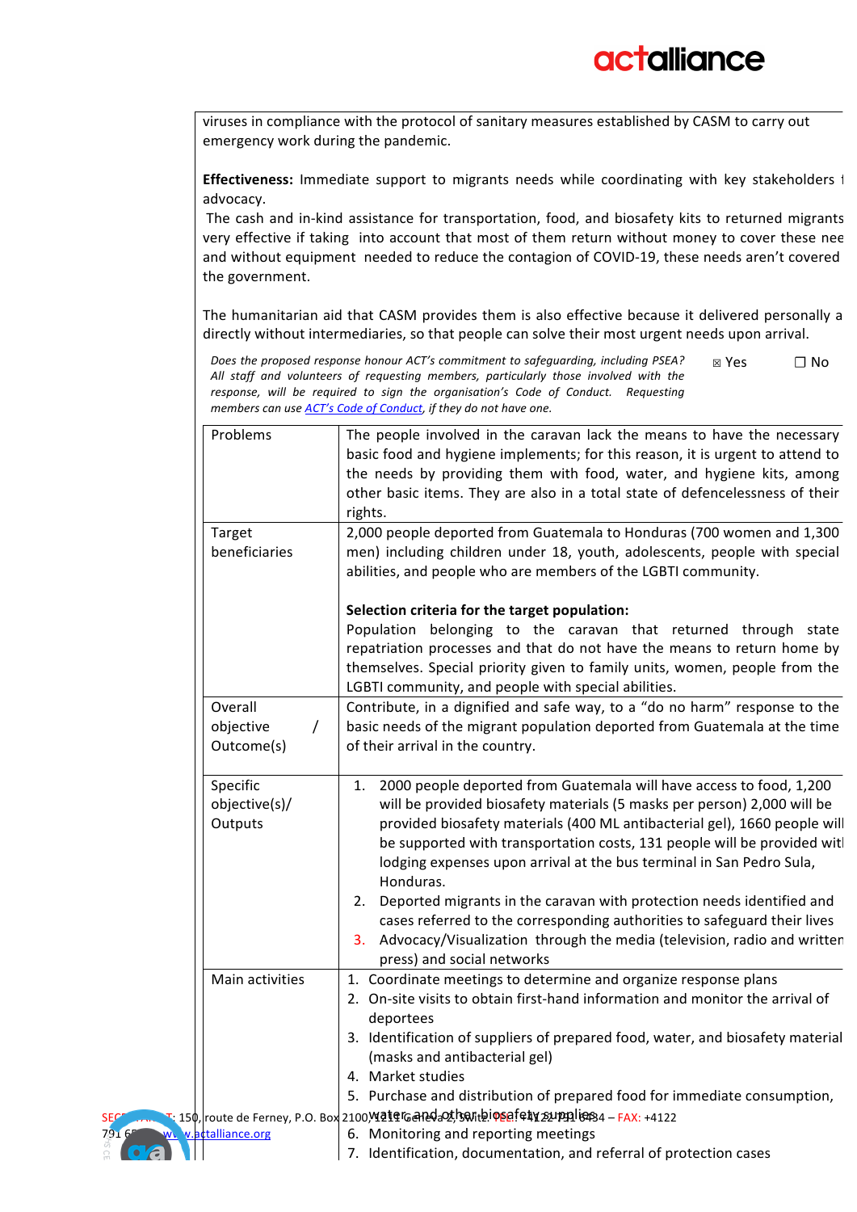viruses in compliance with the protocol of sanitary measures established by CASM to carry out emergency work during the pandemic.

**Effectiveness:** Immediate support to migrants needs while coordinating with key stakeholders f advocacy.
The cash and in-kind assistance for transportation, food, and biosafety kits to returned migrants very effective if taking into account that most of them return without money to cover these nee and without equipment needed to reduce the contagion of COVID-19, these needs aren't covered the government.

The humanitarian aid that CASM provides them is also effective because it delivered personally a directly without intermediaries, so that people can solve their most urgent needs upon arrival.

*Does the proposed response honour ACT's commitment to safeguarding, including PSEA? All staff and volunteers of requesting members, particularly those involved with the response, will be required to sign the organisation's Code of Conduct. Requesting members can use ACT's Code of Conduct, if they do not have one.* ☒ Yes ☐ No

| | |
|---|---|
| Problems | The people involved in the caravan lack the means to have the necessary basic food and hygiene implements; for this reason, it is urgent to attend to the needs by providing them with food, water, and hygiene kits, among other basic items. They are also in a total state of defencelessness of their rights. |
| Target beneficiaries | 2,000 people deported from Guatemala to Honduras (700 women and 1,300 men) including children under 18, youth, adolescents, people with special abilities, and people who are members of the LGBTI community.<br><br>**Selection criteria for the target population:**<br>Population belonging to the caravan that returned through state repatriation processes and that do not have the means to return home by themselves. Special priority given to family units, women, people from the LGBTI community, and people with special abilities. |
| Overall objective / Outcome(s) | Contribute, in a dignified and safe way, to a "do no harm" response to the basic needs of the migrant population deported from Guatemala at the time of their arrival in the country. |
| Specific objective(s)/ Outputs | 1. 2000 people deported from Guatemala will have access to food, 1,200 will be provided biosafety materials (5 masks per person) 2,000 will be provided biosafety materials (400 ML antibacterial gel), 1660 people will be supported with transportation costs, 131 people will be provided with lodging expenses upon arrival at the bus terminal in San Pedro Sula, Honduras.<br>2. Deported migrants in the caravan with protection needs identified and cases referred to the corresponding authorities to safeguard their lives<br>3. Advocacy/Visualization through the media (television, radio and written press) and social networks |
| Main activities | 1. Coordinate meetings to determine and organize response plans<br>2. On-site visits to obtain first-hand information and monitor the arrival of deportees<br>3. Identification of suppliers of prepared food, water, and biosafety material (masks and antibacterial gel)<br>4. Market studies<br>5. Purchase and distribution of prepared food for immediate consumption, water and other biosafety supplies<br>6. Monitoring and reporting meetings<br>7. Identification, documentation, and referral of protection cases |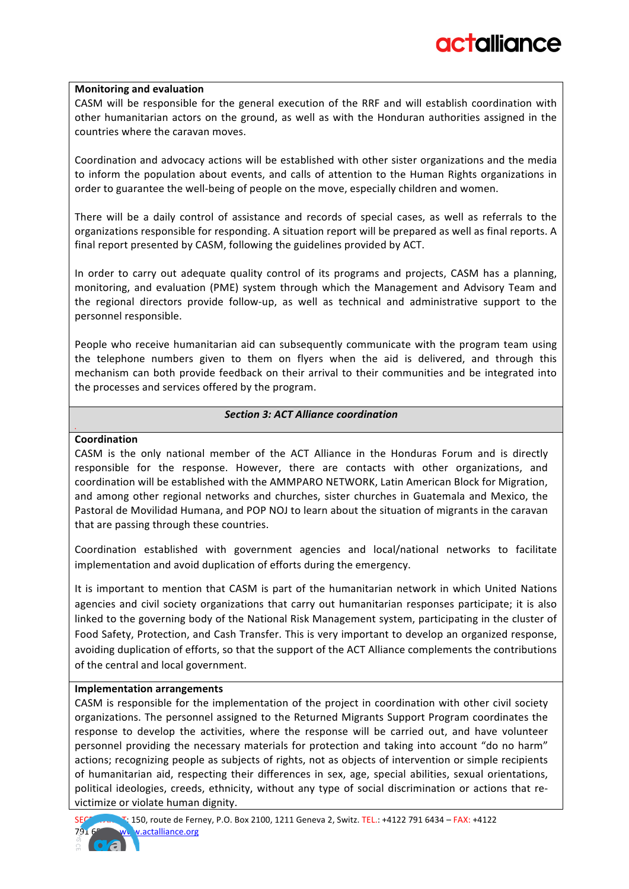**Monitoring and evaluation**

CASM will be responsible for the general execution of the RRF and will establish coordination with other humanitarian actors on the ground, as well as with the Honduran authorities assigned in the countries where the caravan moves.

Coordination and advocacy actions will be established with other sister organizations and the media to inform the population about events, and calls of attention to the Human Rights organizations in order to guarantee the well-being of people on the move, especially children and women.

There will be a daily control of assistance and records of special cases, as well as referrals to the organizations responsible for responding. A situation report will be prepared as well as final reports. A final report presented by CASM, following the guidelines provided by ACT.

In order to carry out adequate quality control of its programs and projects, CASM has a planning, monitoring, and evaluation (PME) system through which the Management and Advisory Team and the regional directors provide follow-up, as well as technical and administrative support to the personnel responsible.

People who receive humanitarian aid can subsequently communicate with the program team using the telephone numbers given to them on flyers when the aid is delivered, and through this mechanism can both provide feedback on their arrival to their communities and be integrated into the processes and services offered by the program.

## *Section 3: ACT Alliance coordination*

**Coordination**

CASM is the only national member of the ACT Alliance in the Honduras Forum and is directly responsible for the response. However, there are contacts with other organizations, and coordination will be established with the AMMPARO NETWORK, Latin American Block for Migration, and among other regional networks and churches, sister churches in Guatemala and Mexico, the Pastoral de Movilidad Humana, and POP NOJ to learn about the situation of migrants in the caravan that are passing through these countries.

Coordination established with government agencies and local/national networks to facilitate implementation and avoid duplication of efforts during the emergency.

It is important to mention that CASM is part of the humanitarian network in which United Nations agencies and civil society organizations that carry out humanitarian responses participate; it is also linked to the governing body of the National Risk Management system, participating in the cluster of Food Safety, Protection, and Cash Transfer. This is very important to develop an organized response, avoiding duplication of efforts, so that the support of the ACT Alliance complements the contributions of the central and local government.

**Implementation arrangements**

CASM is responsible for the implementation of the project in coordination with other civil society organizations. The personnel assigned to the Returned Migrants Support Program coordinates the response to develop the activities, where the response will be carried out, and have volunteer personnel providing the necessary materials for protection and taking into account "do no harm" actions; recognizing people as subjects of rights, not as objects of intervention or simple recipients of humanitarian aid, respecting their differences in sex, age, special abilities, sexual orientations, political ideologies, creeds, ethnicity, without any type of social discrimination or actions that re-victimize or violate human dignity.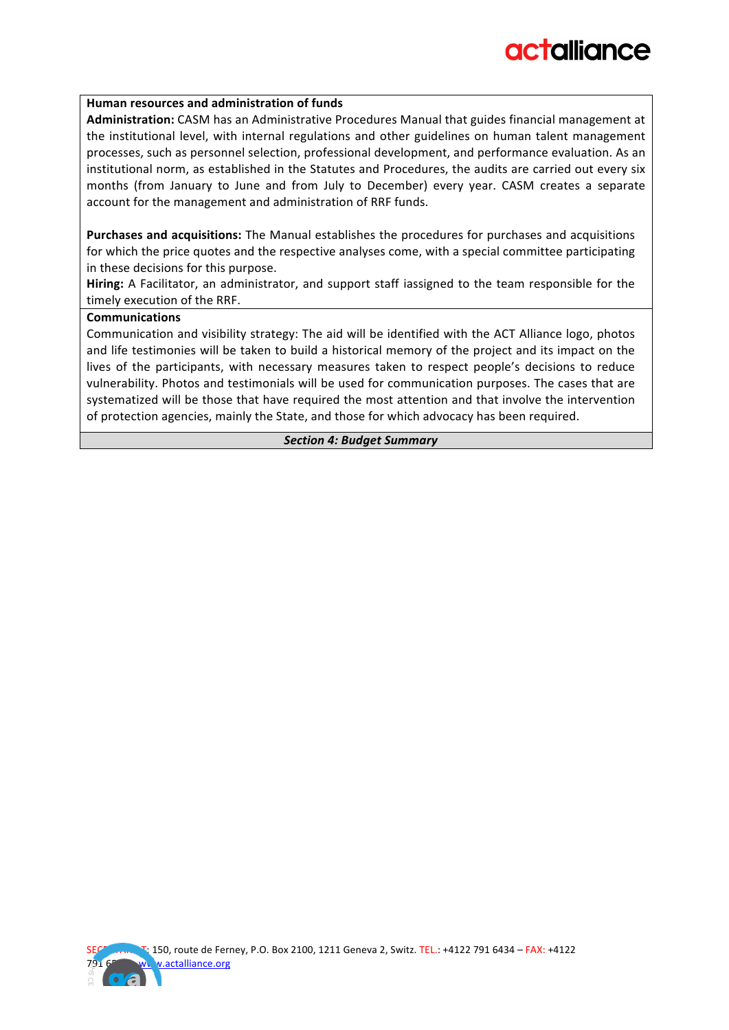**Human resources and administration of funds**

**Administration:** CASM has an Administrative Procedures Manual that guides financial management at the institutional level, with internal regulations and other guidelines on human talent management processes, such as personnel selection, professional development, and performance evaluation. As an institutional norm, as established in the Statutes and Procedures, the audits are carried out every six months (from January to June and from July to December) every year. CASM creates a separate account for the management and administration of RRF funds.

**Purchases and acquisitions:** The Manual establishes the procedures for purchases and acquisitions for which the price quotes and the respective analyses come, with a special committee participating in these decisions for this purpose.

**Hiring:** A Facilitator, an administrator, and support staff iassigned to the team responsible for the timely execution of the RRF.

**Communications**

Communication and visibility strategy: The aid will be identified with the ACT Alliance logo, photos and life testimonies will be taken to build a historical memory of the project and its impact on the lives of the participants, with necessary measures taken to respect people's decisions to reduce vulnerability. Photos and testimonials will be used for communication purposes. The cases that are systematized will be those that have required the most attention and that involve the intervention of protection agencies, mainly the State, and those for which advocacy has been required.

## *Section 4: Budget Summary*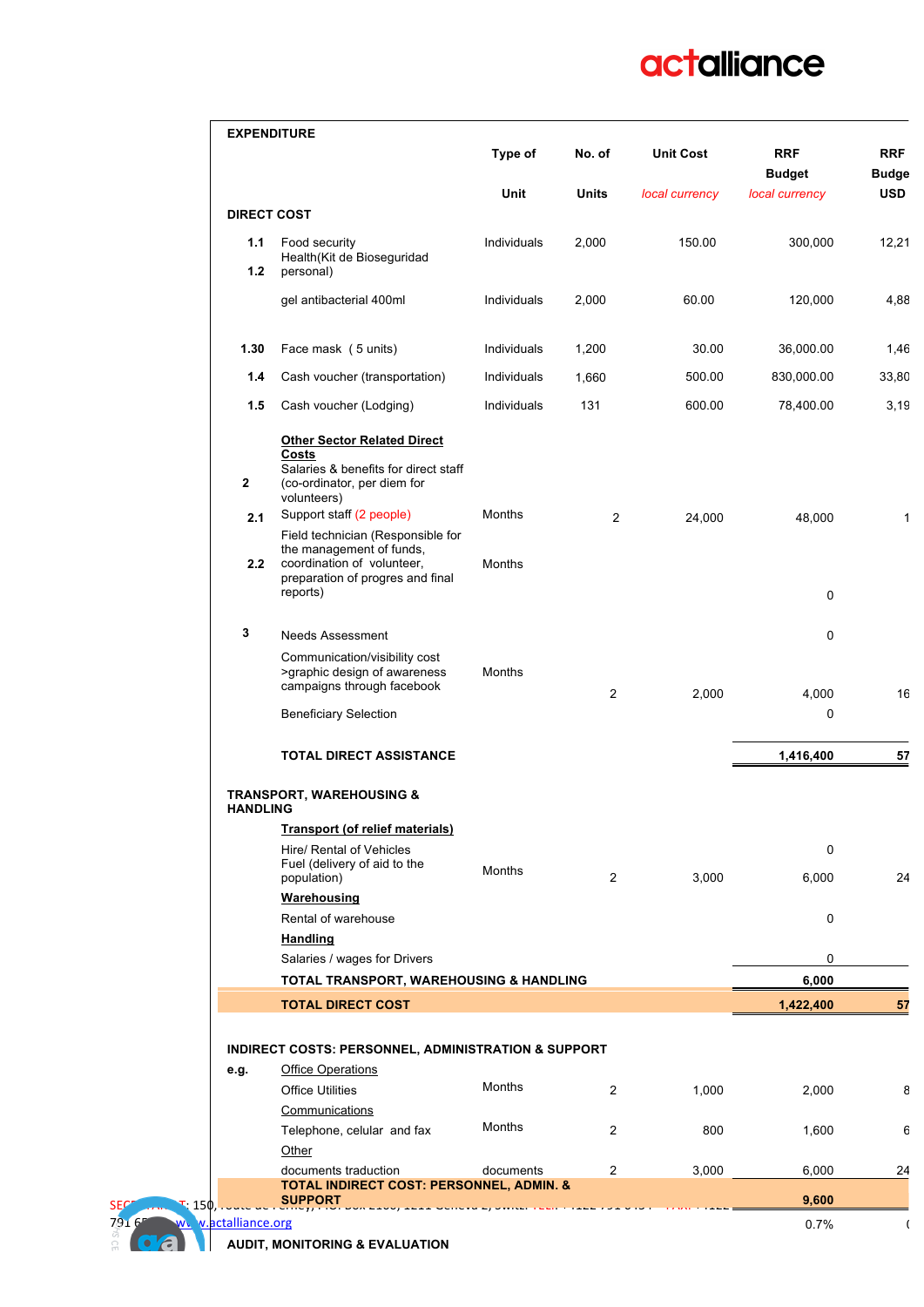| EXPENDITURE | | Type of Unit | No. of Units | Unit Cost *local currency* | RRF Budget *local currency* | RRF Budge USD |
|---|---|---|---|---|---|---|
| **DIRECT COST** | | | | | | |
| 1.1 | Food security | Individuals | 2,000 | 150.00 | 300,000 | 12,21 |
| 1.2 | Health(Kit de Bioseguridad personal) | | | | | |
| | gel antibacterial 400ml | Individuals | 2,000 | 60.00 | 120,000 | 4,88 |
| 1.30 | Face mask ( 5 units) | Individuals | 1,200 | 30.00 | 36,000.00 | 1,46 |
| 1.4 | Cash voucher (transportation) | Individuals | 1,660 | 500.00 | 830,000.00 | 33,80 |
| 1.5 | Cash voucher (Lodging) | Individuals | 131 | 600.00 | 78,400.00 | 3,19 |
| | <u>**Other Sector Related Direct Costs**</u> | | | | | |
| 2 | Salaries & benefits for direct staff (co-ordinator, per diem for volunteers) | | | | | |
| 2.1 | Support staff (2 people) | Months | 2 | 24,000 | 48,000 | 1 |
| 2.2 | Field technician (Responsible for the management of funds, coordination of volunteer, preparation of progres and final reports) | Months | | | 0 | |
| 3 | Needs Assessment | | | | 0 | |
| | Communication/visibility cost >graphic design of awareness campaigns through facebook | Months | 2 | 2,000 | 4,000 | 16 |
| | Beneficiary Selection | | | | 0 | |
| | **TOTAL DIRECT ASSISTANCE** | | | | **1,416,400** | **57** |
| **TRANSPORT, WAREHOUSING & HANDLING** | | | | | | |
| | <u>**Transport (of relief materials)**</u> | | | | | |
| | Hire/ Rental of Vehicles | | | | 0 | |
| | Fuel (delivery of aid to the population) | Months | 2 | 3,000 | 6,000 | 24 |
| | <u>**Warehousing**</u> | | | | | |
| | Rental of warehouse | | | | 0 | |
| | <u>**Handling**</u> | | | | | |
| | Salaries / wages for Drivers | | | | 0 | |
| | **TOTAL TRANSPORT, WAREHOUSING & HANDLING** | | | | **6,000** | |
| | **TOTAL DIRECT COST** | | | | **1,422,400** | **57** |
| **INDIRECT COSTS: PERSONNEL, ADMINISTRATION & SUPPORT** | | | | | | |
| e.g. | <u>Office Operations</u> | | | | | |
| | Office Utilities | Months | 2 | 1,000 | 2,000 | 8 |
| | <u>Communications</u> | | | | | |
| | Telephone, celular and fax | Months | 2 | 800 | 1,600 | 6 |
| | <u>Other</u> | | | | | |
| | documents traduction | documents | 2 | 3,000 | 6,000 | 24 |
| | **TOTAL INDIRECT COST: PERSONNEL, ADMIN. & SUPPORT** | | | | **9,600** | |
| | | | | | 0.7% | ( |
| **AUDIT, MONITORING & EVALUATION** | | | | | | |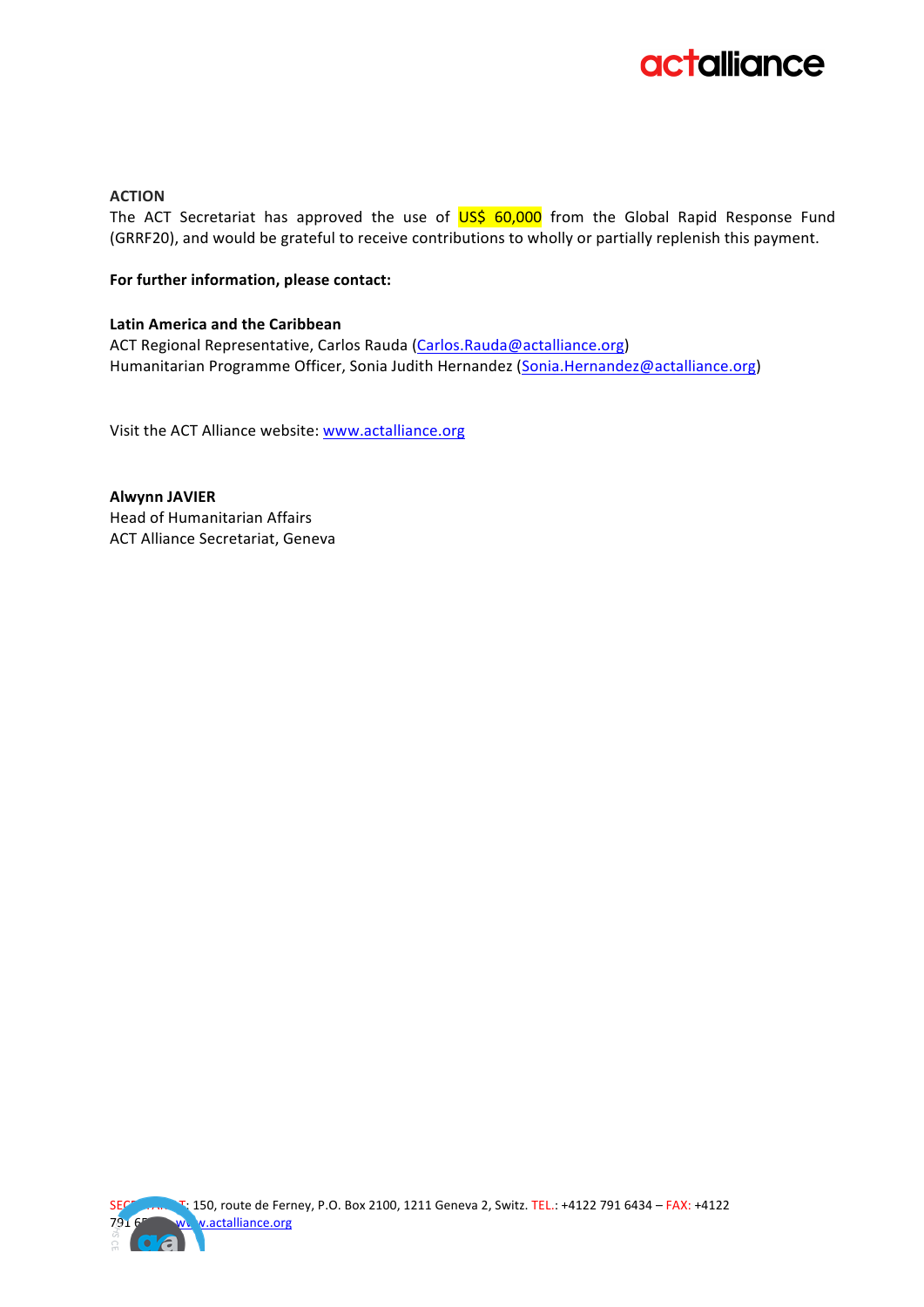**ACTION**

The ACT Secretariat has approved the use of US$ 60,000 from the Global Rapid Response Fund (GRRF20), and would be grateful to receive contributions to wholly or partially replenish this payment.

**For further information, please contact:**

**Latin America and the Caribbean**

ACT Regional Representative, Carlos Rauda (Carlos.Rauda@actalliance.org)
Humanitarian Programme Officer, Sonia Judith Hernandez (Sonia.Hernandez@actalliance.org)

Visit the ACT Alliance website: www.actalliance.org

**Alwynn JAVIER**
Head of Humanitarian Affairs
ACT Alliance Secretariat, Geneva